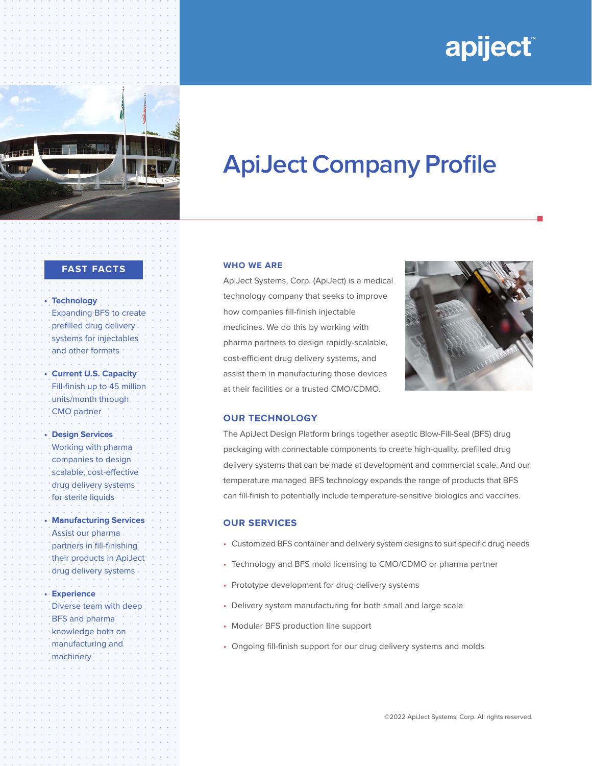apiject™

# ApiJect Company Profile

## FAST FACTS

- **Technology**
  Expanding BFS to create prefilled drug delivery systems for injectables and other formats
- **Current U.S. Capacity**
  Fill-finish up to 45 million units/month through CMO partner
- **Design Services**
  Working with pharma companies to design scalable, cost-effective drug delivery systems for sterile liquids
- **Manufacturing Services**
  Assist our pharma partners in fill-finishing their products in ApiJect drug delivery systems
- **Experience**
  Diverse team with deep BFS and pharma knowledge both on manufacturing and machinery

## WHO WE ARE

ApiJect Systems, Corp. (ApiJect) is a medical technology company that seeks to improve how companies fill-finish injectable medicines. We do this by working with pharma partners to design rapidly-scalable, cost-efficient drug delivery systems, and assist them in manufacturing those devices at their facilities or a trusted CMO/CDMO.

## OUR TECHNOLOGY

The ApiJect Design Platform brings together aseptic Blow-Fill-Seal (BFS) drug packaging with connectable components to create high-quality, prefilled drug delivery systems that can be made at development and commercial scale. And our temperature managed BFS technology expands the range of products that BFS can fill-finish to potentially include temperature-sensitive biologics and vaccines.

## OUR SERVICES

- Customized BFS container and delivery system designs to suit specific drug needs
- Technology and BFS mold licensing to CMO/CDMO or pharma partner
- Prototype development for drug delivery systems
- Delivery system manufacturing for both small and large scale
- Modular BFS production line support
- Ongoing fill-finish support for our drug delivery systems and molds

©2022 ApiJect Systems, Corp. All rights reserved.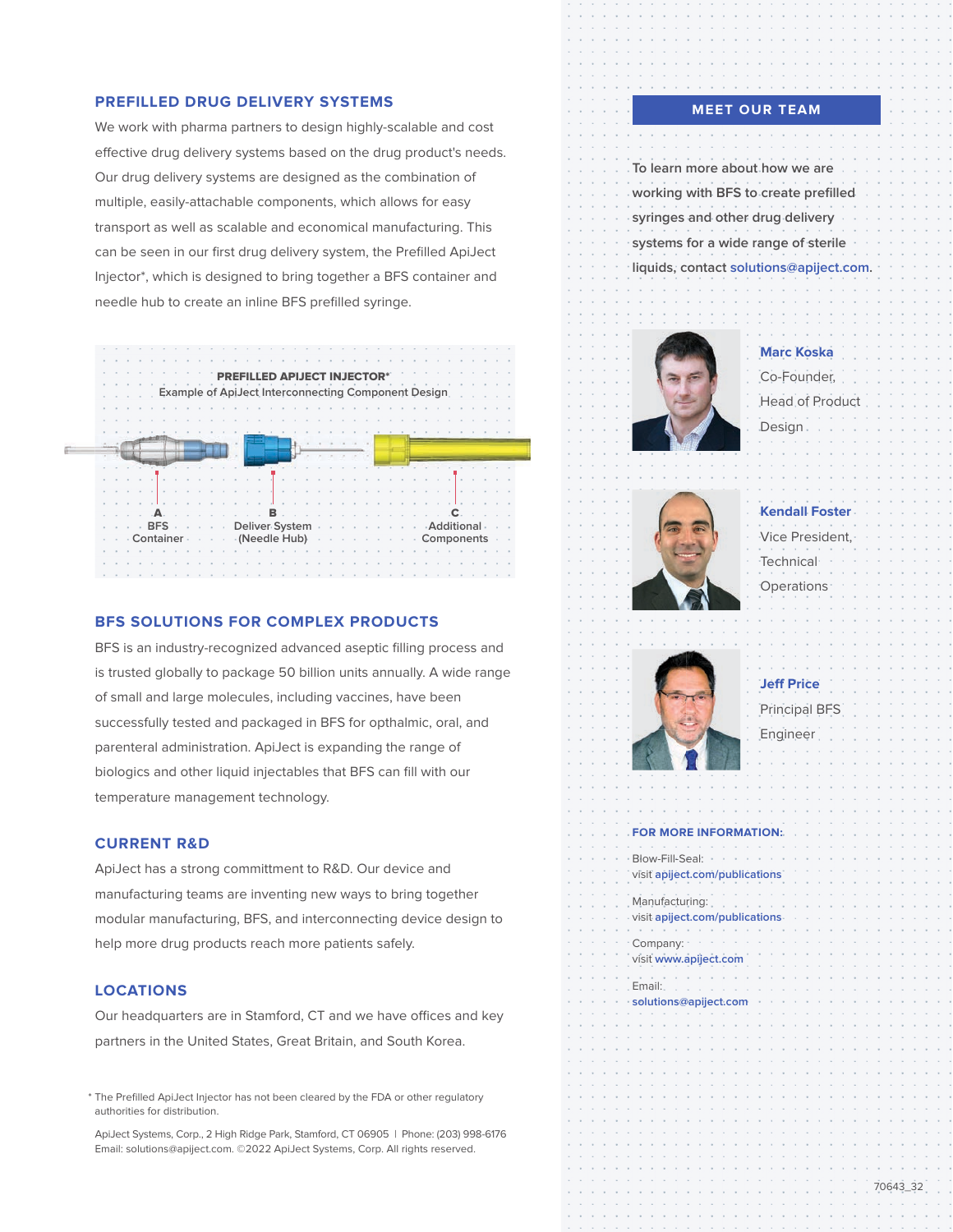## PREFILLED DRUG DELIVERY SYSTEMS

We work with pharma partners to design highly-scalable and cost effective drug delivery systems based on the drug product's needs. Our drug delivery systems are designed as the combination of multiple, easily-attachable components, which allows for easy transport as well as scalable and economical manufacturing. This can be seen in our first drug delivery system, the Prefilled ApiJect Injector*, which is designed to bring together a BFS container and needle hub to create an inline BFS prefilled syringe.

PREFILLED APIJECT INJECTOR*
Example of ApiJect Interconnecting Component Design

A
BFS Container

B
Deliver System (Needle Hub)

C
Additional Components

## BFS SOLUTIONS FOR COMPLEX PRODUCTS

BFS is an industry-recognized advanced aseptic filling process and is trusted globally to package 50 billion units annually. A wide range of small and large molecules, including vaccines, have been successfully tested and packaged in BFS for opthalmic, oral, and parenteral administration. ApiJect is expanding the range of biologics and other liquid injectables that BFS can fill with our temperature management technology.

## CURRENT R&D

ApiJect has a strong committment to R&D. Our device and manufacturing teams are inventing new ways to bring together modular manufacturing, BFS, and interconnecting device design to help more drug products reach more patients safely.

## LOCATIONS

Our headquarters are in Stamford, CT and we have offices and key partners in the United States, Great Britain, and South Korea.

* The Prefilled ApiJect Injector has not been cleared by the FDA or other regulatory authorities for distribution.

ApiJect Systems, Corp., 2 High Ridge Park, Stamford, CT 06905 | Phone: (203) 998-6176
Email: solutions@apiject.com. ©2022 ApiJect Systems, Corp. All rights reserved.

## MEET OUR TEAM

To learn more about how we are working with BFS to create prefilled syringes and other drug delivery systems for a wide range of sterile liquids, contact solutions@apiject.com.

**Marc Koska**
Co-Founder, Head of Product Design

**Kendall Foster**
Vice President, Technical Operations

**Jeff Price**
Principal BFS Engineer

### FOR MORE INFORMATION:

Blow-Fill-Seal:
visit apiject.com/publications

Manufacturing:
visit apiject.com/publications

Company:
visit www.apiject.com

Email:
solutions@apiject.com

70643_32